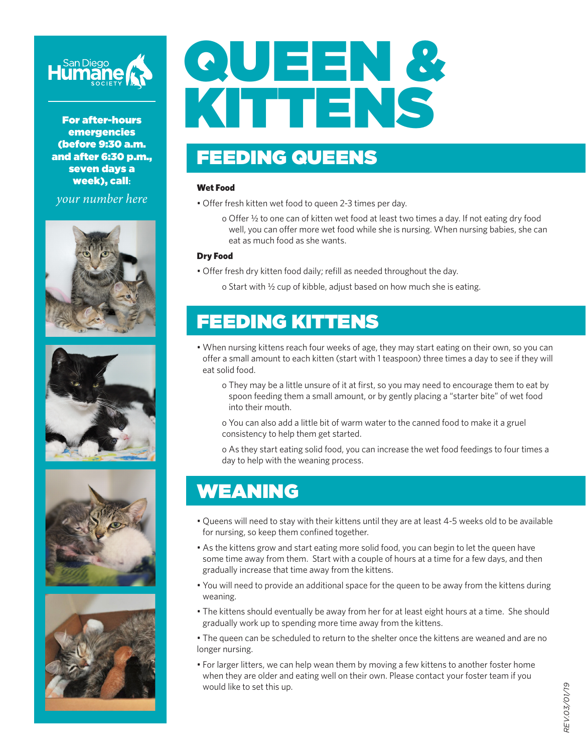San Diego Humane Society

**For after-hours emergencies (before 9:30 a.m. and after 6:30 p.m., seven days a week), call:**

*your number here*

# QUEEN & KITTENS

## FEEDING QUEENS

**Wet Food**

- Offer fresh kitten wet food to queen 2-3 times per day.
  - Offer ½ to one can of kitten wet food at least two times a day. If not eating dry food well, you can offer more wet food while she is nursing. When nursing babies, she can eat as much food as she wants.

**Dry Food**

- Offer fresh dry kitten food daily; refill as needed throughout the day.
  - Start with ½ cup of kibble, adjust based on how much she is eating.

## FEEDING KITTENS

- When nursing kittens reach four weeks of age, they may start eating on their own, so you can offer a small amount to each kitten (start with 1 teaspoon) three times a day to see if they will eat solid food.
  - They may be a little unsure of it at first, so you may need to encourage them to eat by spoon feeding them a small amount, or by gently placing a "starter bite" of wet food into their mouth.
  - You can also add a little bit of warm water to the canned food to make it a gruel consistency to help them get started.
  - As they start eating solid food, you can increase the wet food feedings to four times a day to help with the weaning process.

## WEANING

- Queens will need to stay with their kittens until they are at least 4-5 weeks old to be available for nursing, so keep them confined together.
- As the kittens grow and start eating more solid food, you can begin to let the queen have some time away from them. Start with a couple of hours at a time for a few days, and then gradually increase that time away from the kittens.
- You will need to provide an additional space for the queen to be away from the kittens during weaning.
- The kittens should eventually be away from her for at least eight hours at a time. She should gradually work up to spending more time away from the kittens.
- The queen can be scheduled to return to the shelter once the kittens are weaned and are no longer nursing.
- For larger litters, we can help wean them by moving a few kittens to another foster home when they are older and eating well on their own. Please contact your foster team if you would like to set this up.

REV.03/01/19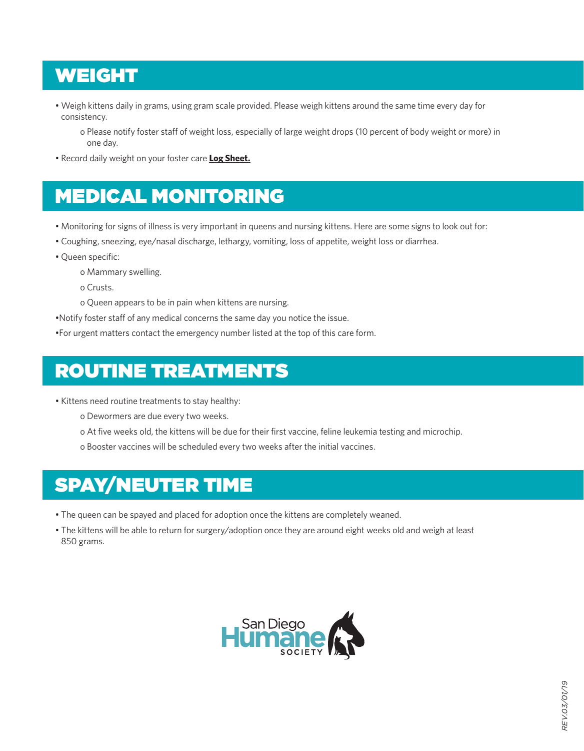## WEIGHT

- Weigh kittens daily in grams, using gram scale provided. Please weigh kittens around the same time every day for consistency.
  - Please notify foster staff of weight loss, especially of large weight drops (10 percent of body weight or more) in one day.
- Record daily weight on your foster care **Log Sheet.**

## MEDICAL MONITORING

- Monitoring for signs of illness is very important in queens and nursing kittens. Here are some signs to look out for:
- Coughing, sneezing, eye/nasal discharge, lethargy, vomiting, loss of appetite, weight loss or diarrhea.
- Queen specific:
  - Mammary swelling.
  - Crusts.
  - Queen appears to be in pain when kittens are nursing.
- Notify foster staff of any medical concerns the same day you notice the issue.
- For urgent matters contact the emergency number listed at the top of this care form.

## ROUTINE TREATMENTS

- Kittens need routine treatments to stay healthy:
  - Dewormers are due every two weeks.
  - At five weeks old, the kittens will be due for their first vaccine, feline leukemia testing and microchip.
  - Booster vaccines will be scheduled every two weeks after the initial vaccines.

## SPAY/NEUTER TIME

- The queen can be spayed and placed for adoption once the kittens are completely weaned.
- The kittens will be able to return for surgery/adoption once they are around eight weeks old and weigh at least 850 grams.

San Diego Humane Society

REV.03/01/19